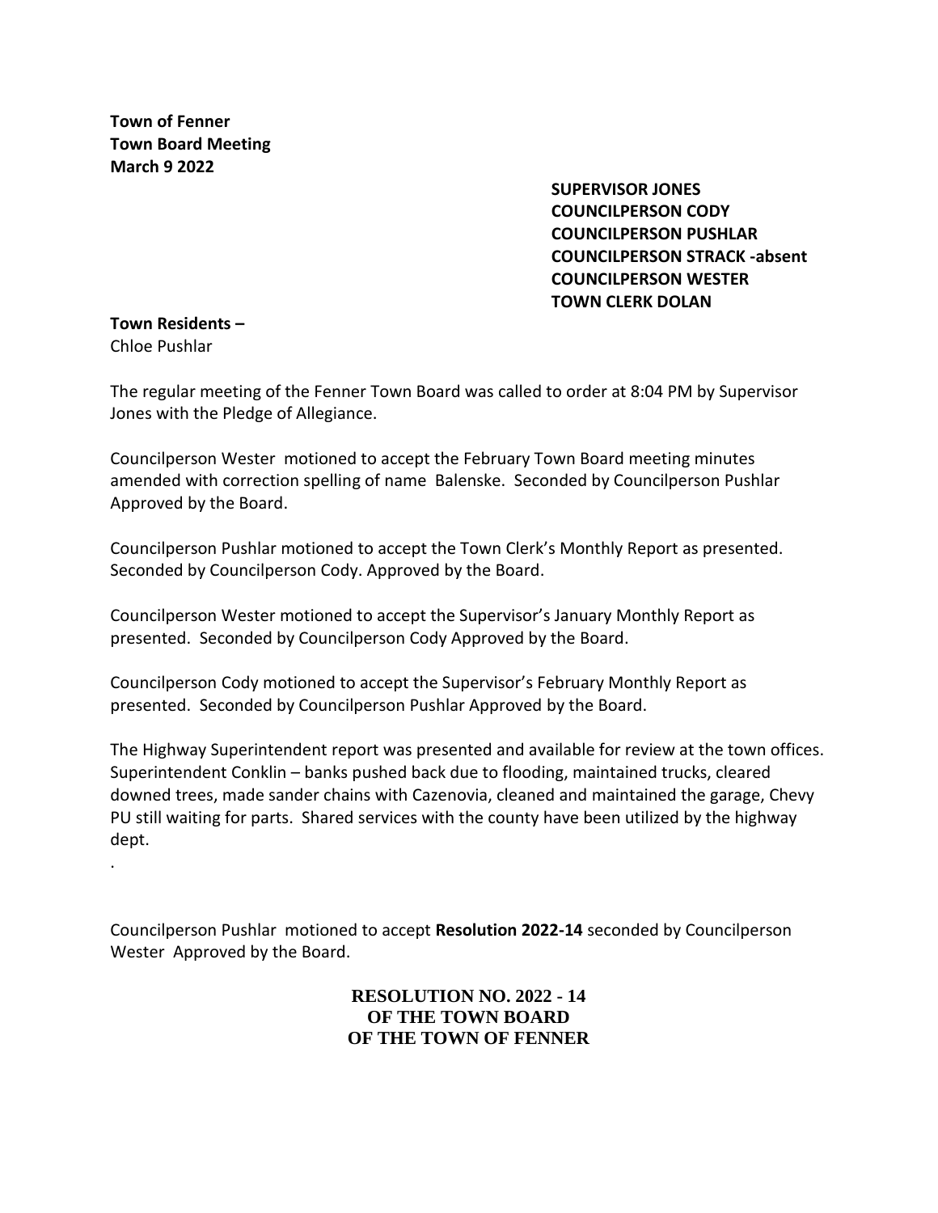**Town of Fenner**
**Town Board Meeting**
**March 9 2022**

**SUPERVISOR JONES**
**COUNCILPERSON CODY**
**COUNCILPERSON PUSHLAR**
**COUNCILPERSON STRACK -absent**
**COUNCILPERSON WESTER**
**TOWN CLERK DOLAN**

**Town Residents –**
Chloe Pushlar

The regular meeting of the Fenner Town Board was called to order at 8:04 PM by Supervisor Jones with the Pledge of Allegiance.

Councilperson Wester motioned to accept the February Town Board meeting minutes amended with correction spelling of name Balenske. Seconded by Councilperson Pushlar Approved by the Board.

Councilperson Pushlar motioned to accept the Town Clerk's Monthly Report as presented. Seconded by Councilperson Cody. Approved by the Board.

Councilperson Wester motioned to accept the Supervisor's January Monthly Report as presented. Seconded by Councilperson Cody Approved by the Board.

Councilperson Cody motioned to accept the Supervisor's February Monthly Report as presented. Seconded by Councilperson Pushlar Approved by the Board.

The Highway Superintendent report was presented and available for review at the town offices. Superintendent Conklin – banks pushed back due to flooding, maintained trucks, cleared downed trees, made sander chains with Cazenovia, cleaned and maintained the garage, Chevy PU still waiting for parts. Shared services with the county have been utilized by the highway dept.

.

Councilperson Pushlar motioned to accept **Resolution 2022-14** seconded by Councilperson Wester Approved by the Board.

**RESOLUTION NO. 2022 - 14**
**OF THE TOWN BOARD**
**OF THE TOWN OF FENNER**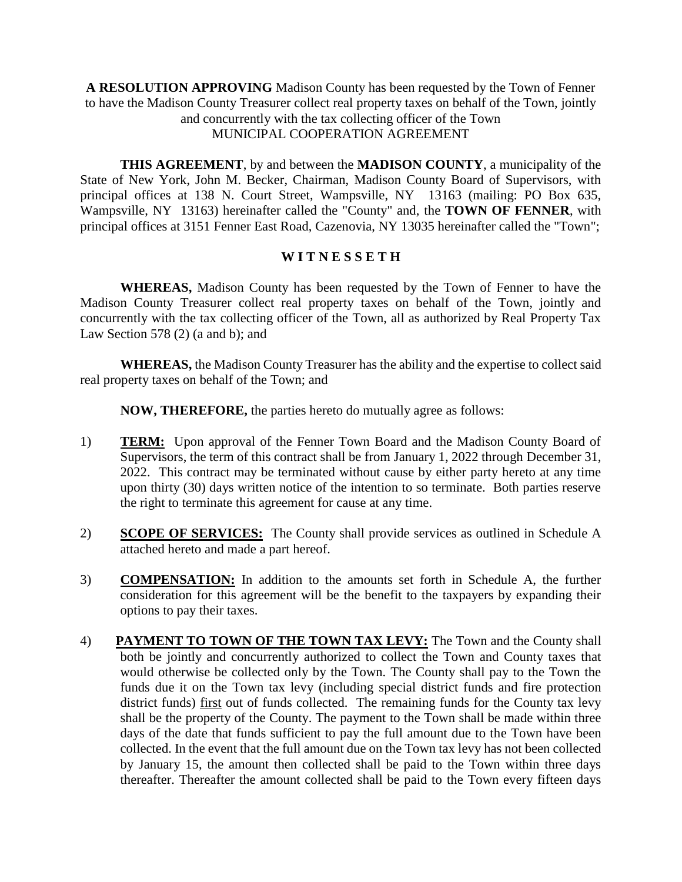**A RESOLUTION APPROVING** Madison County has been requested by the Town of Fenner to have the Madison County Treasurer collect real property taxes on behalf of the Town, jointly and concurrently with the tax collecting officer of the Town

MUNICIPAL COOPERATION AGREEMENT

**THIS AGREEMENT**, by and between the **MADISON COUNTY**, a municipality of the State of New York, John M. Becker, Chairman, Madison County Board of Supervisors, with principal offices at 138 N. Court Street, Wampsville, NY 13163 (mailing: PO Box 635, Wampsville, NY 13163) hereinafter called the "County" and, the **TOWN OF FENNER**, with principal offices at 3151 Fenner East Road, Cazenovia, NY 13035 hereinafter called the "Town";

**W I T N E S S E T H**

**WHEREAS,** Madison County has been requested by the Town of Fenner to have the Madison County Treasurer collect real property taxes on behalf of the Town, jointly and concurrently with the tax collecting officer of the Town, all as authorized by Real Property Tax Law Section 578 (2) (a and b); and

**WHEREAS,** the Madison County Treasurer has the ability and the expertise to collect said real property taxes on behalf of the Town; and

**NOW, THEREFORE,** the parties hereto do mutually agree as follows:

1) **TERM:** Upon approval of the Fenner Town Board and the Madison County Board of Supervisors, the term of this contract shall be from January 1, 2022 through December 31, 2022. This contract may be terminated without cause by either party hereto at any time upon thirty (30) days written notice of the intention to so terminate. Both parties reserve the right to terminate this agreement for cause at any time.

2) **SCOPE OF SERVICES:** The County shall provide services as outlined in Schedule A attached hereto and made a part hereof.

3) **COMPENSATION:** In addition to the amounts set forth in Schedule A, the further consideration for this agreement will be the benefit to the taxpayers by expanding their options to pay their taxes.

4) **PAYMENT TO TOWN OF THE TOWN TAX LEVY:** The Town and the County shall both be jointly and concurrently authorized to collect the Town and County taxes that would otherwise be collected only by the Town. The County shall pay to the Town the funds due it on the Town tax levy (including special district funds and fire protection district funds) first out of funds collected. The remaining funds for the County tax levy shall be the property of the County. The payment to the Town shall be made within three days of the date that funds sufficient to pay the full amount due to the Town have been collected. In the event that the full amount due on the Town tax levy has not been collected by January 15, the amount then collected shall be paid to the Town within three days thereafter. Thereafter the amount collected shall be paid to the Town every fifteen days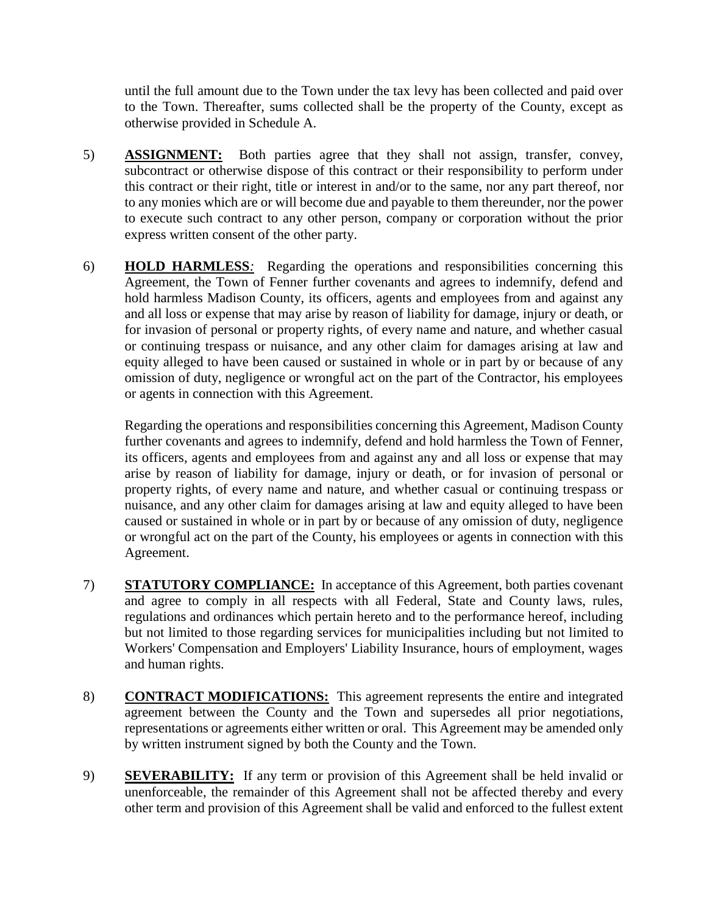until the full amount due to the Town under the tax levy has been collected and paid over to the Town. Thereafter, sums collected shall be the property of the County, except as otherwise provided in Schedule A.

5) **ASSIGNMENT:** Both parties agree that they shall not assign, transfer, convey, subcontract or otherwise dispose of this contract or their responsibility to perform under this contract or their right, title or interest in and/or to the same, nor any part thereof, nor to any monies which are or will become due and payable to them thereunder, nor the power to execute such contract to any other person, company or corporation without the prior express written consent of the other party.

6) **HOLD HARMLESS***:* Regarding the operations and responsibilities concerning this Agreement, the Town of Fenner further covenants and agrees to indemnify, defend and hold harmless Madison County, its officers, agents and employees from and against any and all loss or expense that may arise by reason of liability for damage, injury or death, or for invasion of personal or property rights, of every name and nature, and whether casual or continuing trespass or nuisance, and any other claim for damages arising at law and equity alleged to have been caused or sustained in whole or in part by or because of any omission of duty, negligence or wrongful act on the part of the Contractor, his employees or agents in connection with this Agreement.

   Regarding the operations and responsibilities concerning this Agreement, Madison County further covenants and agrees to indemnify, defend and hold harmless the Town of Fenner, its officers, agents and employees from and against any and all loss or expense that may arise by reason of liability for damage, injury or death, or for invasion of personal or property rights, of every name and nature, and whether casual or continuing trespass or nuisance, and any other claim for damages arising at law and equity alleged to have been caused or sustained in whole or in part by or because of any omission of duty, negligence or wrongful act on the part of the County, his employees or agents in connection with this Agreement.

7) **STATUTORY COMPLIANCE:** In acceptance of this Agreement, both parties covenant and agree to comply in all respects with all Federal, State and County laws, rules, regulations and ordinances which pertain hereto and to the performance hereof, including but not limited to those regarding services for municipalities including but not limited to Workers' Compensation and Employers' Liability Insurance, hours of employment, wages and human rights.

8) **CONTRACT MODIFICATIONS:** This agreement represents the entire and integrated agreement between the County and the Town and supersedes all prior negotiations, representations or agreements either written or oral. This Agreement may be amended only by written instrument signed by both the County and the Town.

9) **SEVERABILITY:** If any term or provision of this Agreement shall be held invalid or unenforceable, the remainder of this Agreement shall not be affected thereby and every other term and provision of this Agreement shall be valid and enforced to the fullest extent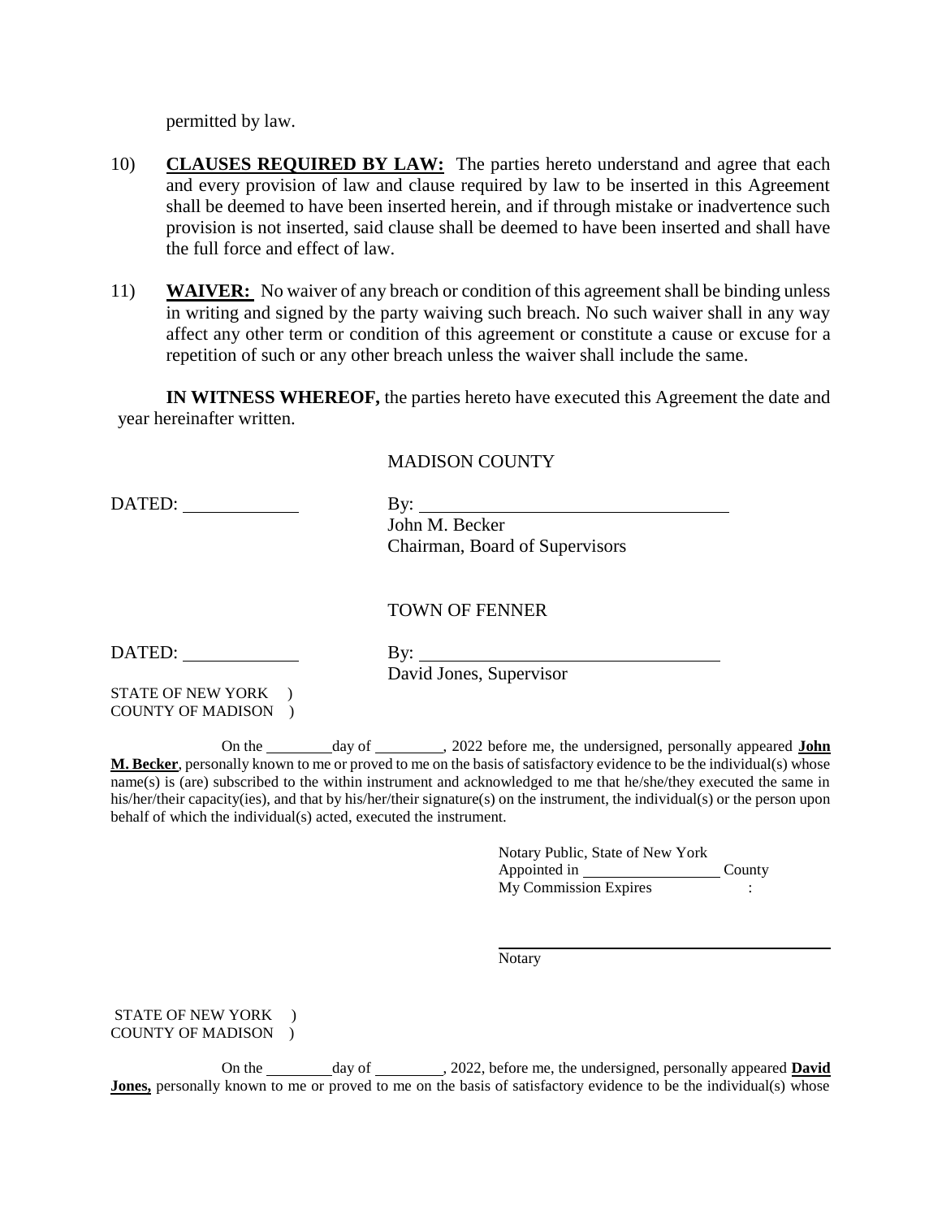permitted by law.

10) **CLAUSES REQUIRED BY LAW:** The parties hereto understand and agree that each and every provision of law and clause required by law to be inserted in this Agreement shall be deemed to have been inserted herein, and if through mistake or inadvertence such provision is not inserted, said clause shall be deemed to have been inserted and shall have the full force and effect of law.

11) **WAIVER:** No waiver of any breach or condition of this agreement shall be binding unless in writing and signed by the party waiving such breach. No such waiver shall in any way affect any other term or condition of this agreement or constitute a cause or excuse for a repetition of such or any other breach unless the waiver shall include the same.

**IN WITNESS WHEREOF,** the parties hereto have executed this Agreement the date and year hereinafter written.

MADISON COUNTY

DATED: ____________ By: ________________________________

John M. Becker
Chairman, Board of Supervisors

TOWN OF FENNER

DATED: ____________ By: ________________________________

David Jones, Supervisor

STATE OF NEW YORK )
COUNTY OF MADISON )

On the ________ day of ________, 2022 before me, the undersigned, personally appeared **John M. Becker**, personally known to me or proved to me on the basis of satisfactory evidence to be the individual(s) whose name(s) is (are) subscribed to the within instrument and acknowledged to me that he/she/they executed the same in his/her/their capacity(ies), and that by his/her/their signature(s) on the instrument, the individual(s) or the person upon behalf of which the individual(s) acted, executed the instrument.

Notary Public, State of New York
Appointed in ________________ County
My Commission Expires :

________________________________
Notary

STATE OF NEW YORK )
COUNTY OF MADISON )

On the ________ day of ________, 2022, before me, the undersigned, personally appeared **David Jones,** personally known to me or proved to me on the basis of satisfactory evidence to be the individual(s) whose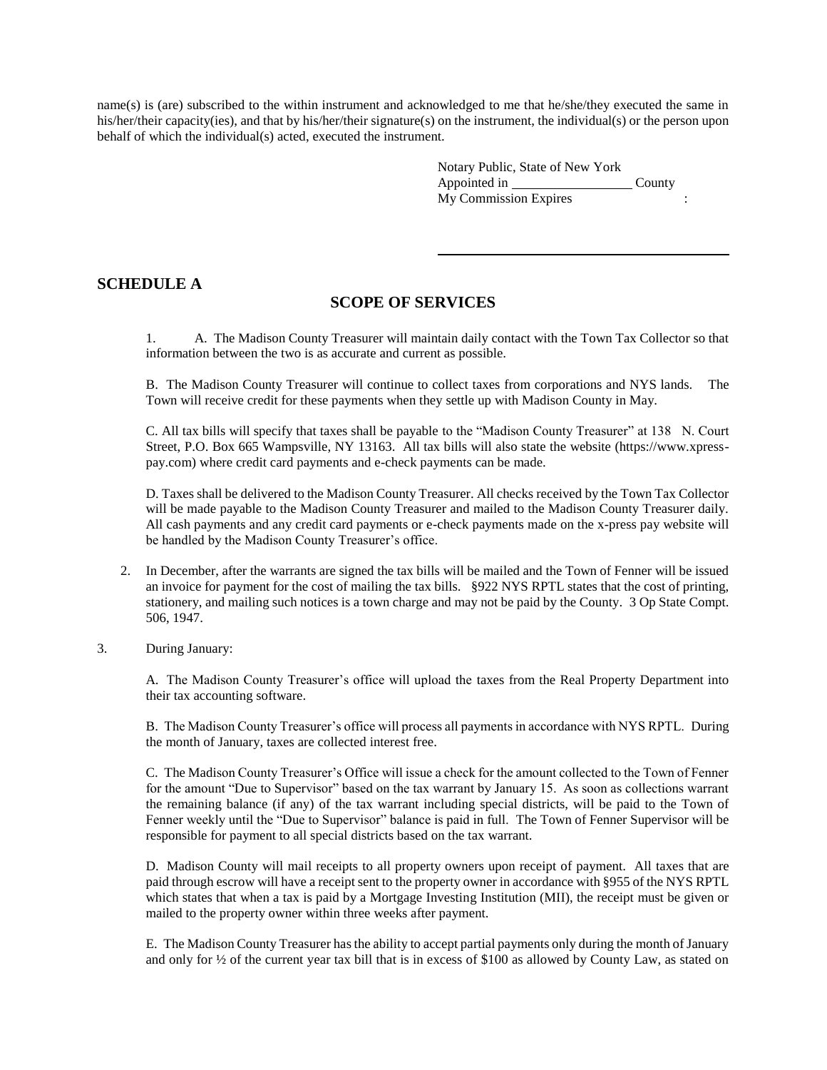name(s) is (are) subscribed to the within instrument and acknowledged to me that he/she/they executed the same in his/her/their capacity(ies), and that by his/her/their signature(s) on the instrument, the individual(s) or the person upon behalf of which the individual(s) acted, executed the instrument.

Notary Public, State of New York
Appointed in \_\_\_\_\_\_\_\_\_\_\_\_\_\_\_\_\_\_ County
My Commission Expires :

\_\_\_\_\_\_\_\_\_\_\_\_\_\_\_\_\_\_\_\_\_\_\_\_\_\_\_\_\_\_\_\_\_\_\_\_\_\_\_\_

## SCHEDULE A

## SCOPE OF SERVICES

1. A. The Madison County Treasurer will maintain daily contact with the Town Tax Collector so that information between the two is as accurate and current as possible.

B. The Madison County Treasurer will continue to collect taxes from corporations and NYS lands. The Town will receive credit for these payments when they settle up with Madison County in May.

C. All tax bills will specify that taxes shall be payable to the "Madison County Treasurer" at 138 N. Court Street, P.O. Box 665 Wampsville, NY 13163. All tax bills will also state the website (https://www.xpress-pay.com) where credit card payments and e-check payments can be made.

D. Taxes shall be delivered to the Madison County Treasurer. All checks received by the Town Tax Collector will be made payable to the Madison County Treasurer and mailed to the Madison County Treasurer daily. All cash payments and any credit card payments or e-check payments made on the x-press pay website will be handled by the Madison County Treasurer's office.

2. In December, after the warrants are signed the tax bills will be mailed and the Town of Fenner will be issued an invoice for payment for the cost of mailing the tax bills. §922 NYS RPTL states that the cost of printing, stationery, and mailing such notices is a town charge and may not be paid by the County. 3 Op State Compt. 506, 1947.

3. During January:

A. The Madison County Treasurer's office will upload the taxes from the Real Property Department into their tax accounting software.

B. The Madison County Treasurer's office will process all payments in accordance with NYS RPTL. During the month of January, taxes are collected interest free.

C. The Madison County Treasurer's Office will issue a check for the amount collected to the Town of Fenner for the amount "Due to Supervisor" based on the tax warrant by January 15. As soon as collections warrant the remaining balance (if any) of the tax warrant including special districts, will be paid to the Town of Fenner weekly until the "Due to Supervisor" balance is paid in full. The Town of Fenner Supervisor will be responsible for payment to all special districts based on the tax warrant.

D. Madison County will mail receipts to all property owners upon receipt of payment. All taxes that are paid through escrow will have a receipt sent to the property owner in accordance with §955 of the NYS RPTL which states that when a tax is paid by a Mortgage Investing Institution (MII), the receipt must be given or mailed to the property owner within three weeks after payment.

E. The Madison County Treasurer has the ability to accept partial payments only during the month of January and only for ½ of the current year tax bill that is in excess of \$100 as allowed by County Law, as stated on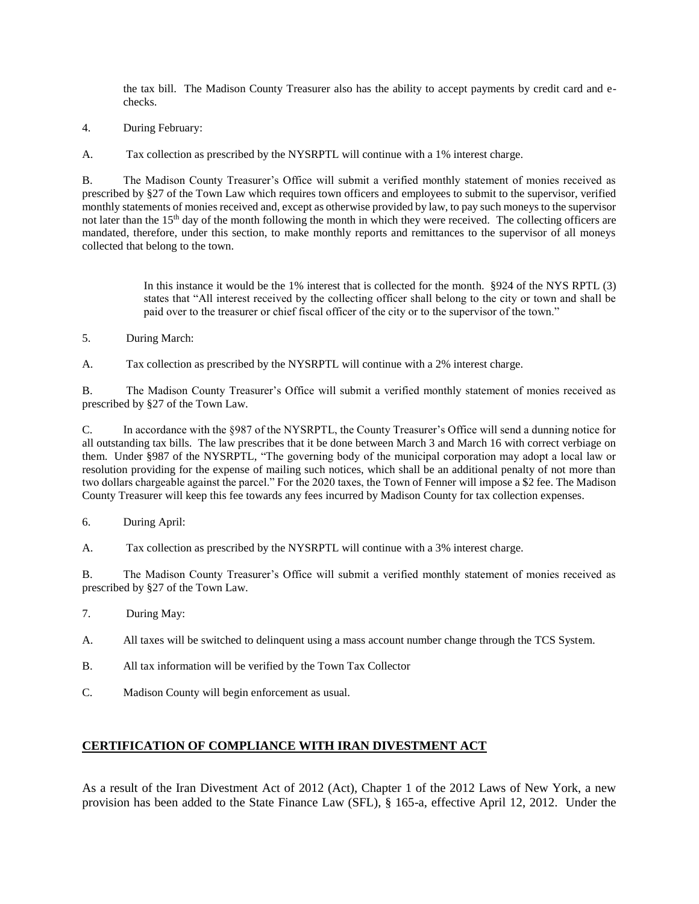the tax bill. The Madison County Treasurer also has the ability to accept payments by credit card and e-checks.

4. During February:

A. Tax collection as prescribed by the NYSRPTL will continue with a 1% interest charge.

B. The Madison County Treasurer's Office will submit a verified monthly statement of monies received as prescribed by §27 of the Town Law which requires town officers and employees to submit to the supervisor, verified monthly statements of monies received and, except as otherwise provided by law, to pay such moneys to the supervisor not later than the 15th day of the month following the month in which they were received. The collecting officers are mandated, therefore, under this section, to make monthly reports and remittances to the supervisor of all moneys collected that belong to the town.

> In this instance it would be the 1% interest that is collected for the month. §924 of the NYS RPTL (3) states that "All interest received by the collecting officer shall belong to the city or town and shall be paid over to the treasurer or chief fiscal officer of the city or to the supervisor of the town."

5. During March:

A. Tax collection as prescribed by the NYSRPTL will continue with a 2% interest charge.

B. The Madison County Treasurer's Office will submit a verified monthly statement of monies received as prescribed by §27 of the Town Law.

C. In accordance with the §987 of the NYSRPTL, the County Treasurer's Office will send a dunning notice for all outstanding tax bills. The law prescribes that it be done between March 3 and March 16 with correct verbiage on them. Under §987 of the NYSRPTL, "The governing body of the municipal corporation may adopt a local law or resolution providing for the expense of mailing such notices, which shall be an additional penalty of not more than two dollars chargeable against the parcel." For the 2020 taxes, the Town of Fenner will impose a $2 fee. The Madison County Treasurer will keep this fee towards any fees incurred by Madison County for tax collection expenses.

6. During April:

A. Tax collection as prescribed by the NYSRPTL will continue with a 3% interest charge.

B. The Madison County Treasurer's Office will submit a verified monthly statement of monies received as prescribed by §27 of the Town Law.

7. During May:

A. All taxes will be switched to delinquent using a mass account number change through the TCS System.

B. All tax information will be verified by the Town Tax Collector

C. Madison County will begin enforcement as usual.

## CERTIFICATION OF COMPLIANCE WITH IRAN DIVESTMENT ACT

As a result of the Iran Divestment Act of 2012 (Act), Chapter 1 of the 2012 Laws of New York, a new provision has been added to the State Finance Law (SFL), § 165-a, effective April 12, 2012. Under the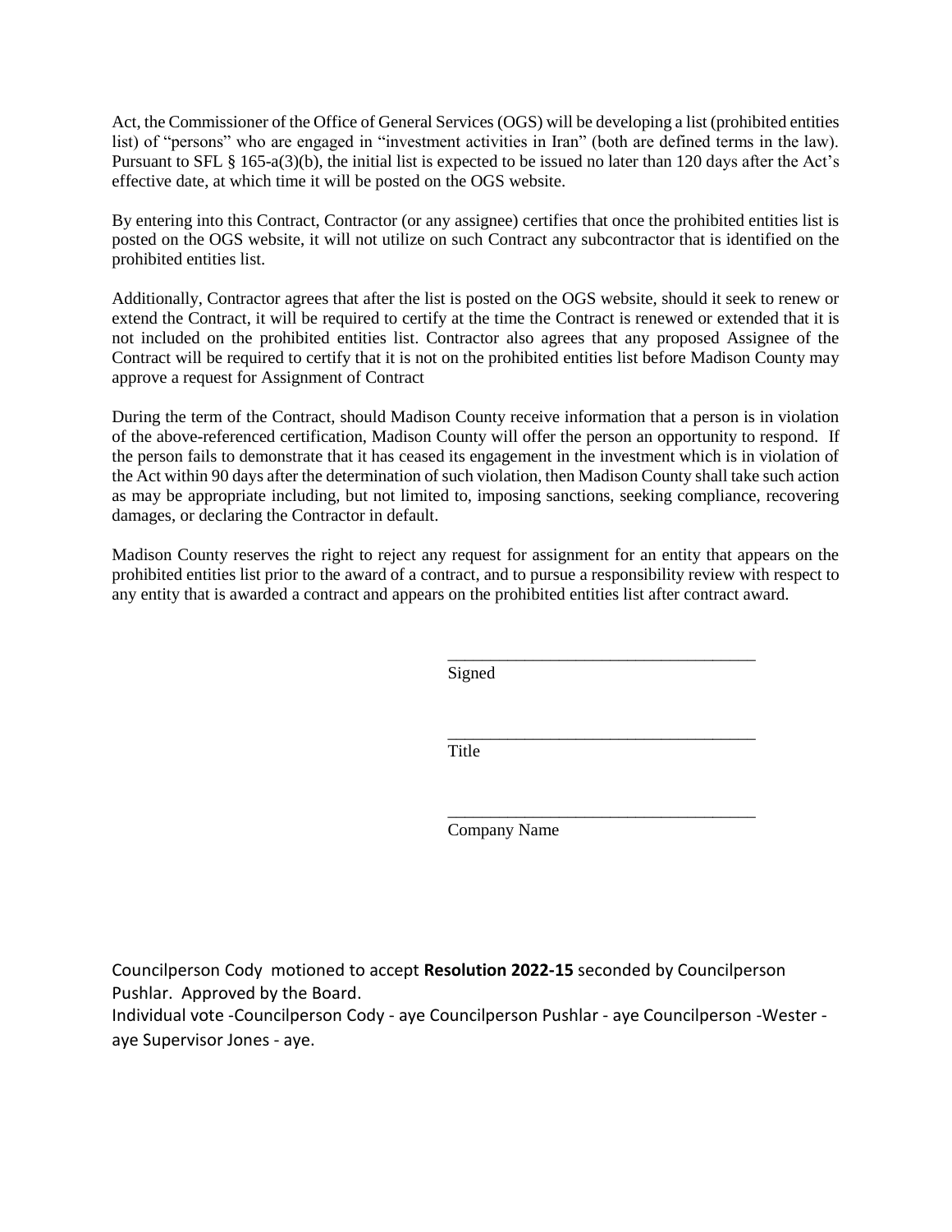Act, the Commissioner of the Office of General Services (OGS) will be developing a list (prohibited entities list) of "persons" who are engaged in "investment activities in Iran" (both are defined terms in the law). Pursuant to SFL § 165-a(3)(b), the initial list is expected to be issued no later than 120 days after the Act's effective date, at which time it will be posted on the OGS website.

By entering into this Contract, Contractor (or any assignee) certifies that once the prohibited entities list is posted on the OGS website, it will not utilize on such Contract any subcontractor that is identified on the prohibited entities list.

Additionally, Contractor agrees that after the list is posted on the OGS website, should it seek to renew or extend the Contract, it will be required to certify at the time the Contract is renewed or extended that it is not included on the prohibited entities list. Contractor also agrees that any proposed Assignee of the Contract will be required to certify that it is not on the prohibited entities list before Madison County may approve a request for Assignment of Contract

During the term of the Contract, should Madison County receive information that a person is in violation of the above-referenced certification, Madison County will offer the person an opportunity to respond. If the person fails to demonstrate that it has ceased its engagement in the investment which is in violation of the Act within 90 days after the determination of such violation, then Madison County shall take such action as may be appropriate including, but not limited to, imposing sanctions, seeking compliance, recovering damages, or declaring the Contractor in default.

Madison County reserves the right to reject any request for assignment for an entity that appears on the prohibited entities list prior to the award of a contract, and to pursue a responsibility review with respect to any entity that is awarded a contract and appears on the prohibited entities list after contract award.

\_\_\_\_\_\_\_\_\_\_\_\_\_\_\_\_\_\_\_\_\_\_\_\_\_\_\_\_\_\_\_\_\_\_\_\_
Signed

\_\_\_\_\_\_\_\_\_\_\_\_\_\_\_\_\_\_\_\_\_\_\_\_\_\_\_\_\_\_\_\_\_\_\_\_
Title

\_\_\_\_\_\_\_\_\_\_\_\_\_\_\_\_\_\_\_\_\_\_\_\_\_\_\_\_\_\_\_\_\_\_\_\_
Company Name

Councilperson Cody motioned to accept **Resolution 2022-15** seconded by Councilperson Pushlar. Approved by the Board.
Individual vote -Councilperson Cody - aye Councilperson Pushlar - aye Councilperson -Wester - aye Supervisor Jones - aye.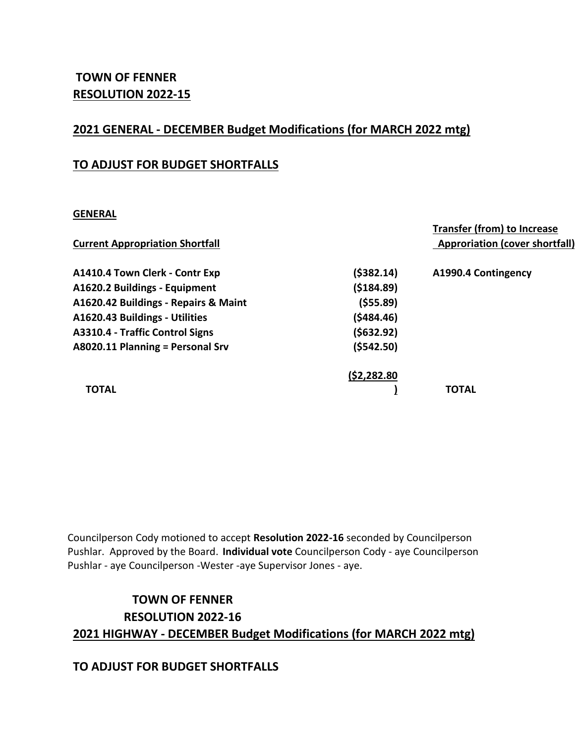**TOWN OF FENNER**
**RESOLUTION 2022-15**

## 2021 GENERAL - DECEMBER Budget Modifications (for MARCH 2022 mtg)

## TO ADJUST FOR BUDGET SHORTFALLS

**GENERAL**

| Current Appropriation Shortfall | | Transfer (from) to Increase Approriation (cover shortfall) |
|---|---|---|
| A1410.4 Town Clerk - Contr Exp | ($382.14) | A1990.4 Contingency |
| A1620.2 Buildings - Equipment | ($184.89) | |
| A1620.42 Buildings - Repairs & Maint | ($55.89) | |
| A1620.43 Buildings - Utilities | ($484.46) | |
| A3310.4 - Traffic Control Signs | ($632.92) | |
| A8020.11 Planning = Personal Srv | ($542.50) | |
| TOTAL | ($2,282.80) | TOTAL |

Councilperson Cody motioned to accept **Resolution 2022-16** seconded by Councilperson Pushlar. Approved by the Board. **Individual vote** Councilperson Cody - aye Councilperson Pushlar - aye Councilperson -Wester -aye Supervisor Jones - aye.

**TOWN OF FENNER**
**RESOLUTION 2022-16**

## 2021 HIGHWAY - DECEMBER Budget Modifications (for MARCH 2022 mtg)

## TO ADJUST FOR BUDGET SHORTFALLS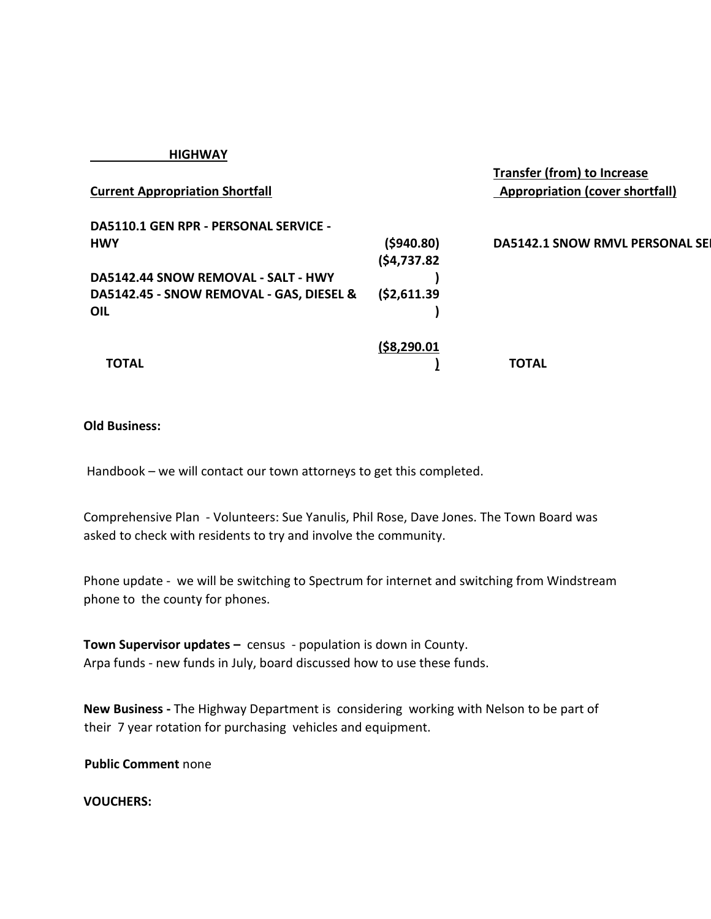**HIGHWAY**

| Current Appropriation Shortfall | | Transfer (from) to Increase Appropriation (cover shortfall) |
|---|---|---|
| DA5110.1 GEN RPR - PERSONAL SERVICE - HWY | ($940.80) | DA5142.1 SNOW RMVL PERSONAL SE |
| DA5142.44 SNOW REMOVAL - SALT - HWY | ($4,737.82) | |
| DA5142.45 - SNOW REMOVAL - GAS, DIESEL & OIL | ($2,611.39) | |
| TOTAL | ($8,290.01) | TOTAL |

**Old Business:**

Handbook – we will contact our town attorneys to get this completed.

Comprehensive Plan - Volunteers: Sue Yanulis, Phil Rose, Dave Jones. The Town Board was asked to check with residents to try and involve the community.

Phone update - we will be switching to Spectrum for internet and switching from Windstream phone to the county for phones.

**Town Supervisor updates –** census - population is down in County.
Arpa funds - new funds in July, board discussed how to use these funds.

**New Business -** The Highway Department is considering working with Nelson to be part of their 7 year rotation for purchasing vehicles and equipment.

**Public Comment** none

**VOUCHERS:**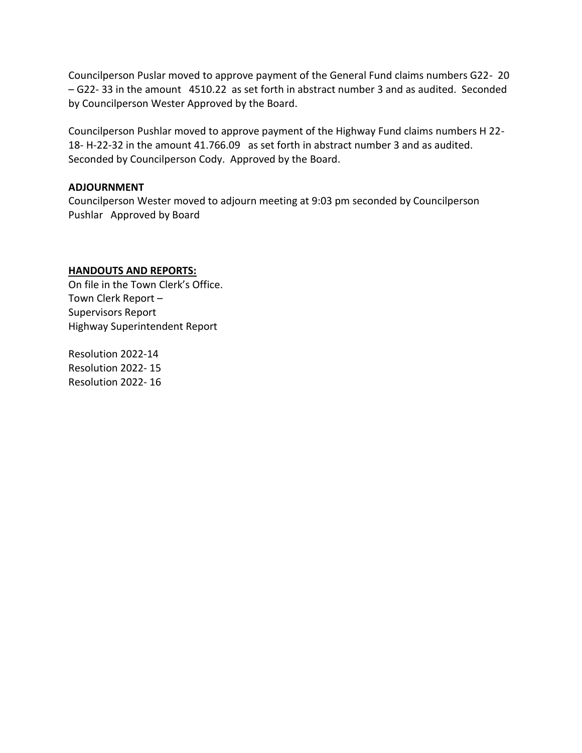Councilperson Puslar moved to approve payment of the General Fund claims numbers G22- 20 – G22- 33 in the amount 4510.22 as set forth in abstract number 3 and as audited. Seconded by Councilperson Wester Approved by the Board.

Councilperson Pushlar moved to approve payment of the Highway Fund claims numbers H 22-18- H-22-32 in the amount 41.766.09 as set forth in abstract number 3 and as audited. Seconded by Councilperson Cody. Approved by the Board.

**ADJOURNMENT**

Councilperson Wester moved to adjourn meeting at 9:03 pm seconded by Councilperson Pushlar Approved by Board

**HANDOUTS AND REPORTS:**

On file in the Town Clerk's Office.
Town Clerk Report –
Supervisors Report
Highway Superintendent Report

Resolution 2022-14
Resolution 2022- 15
Resolution 2022- 16